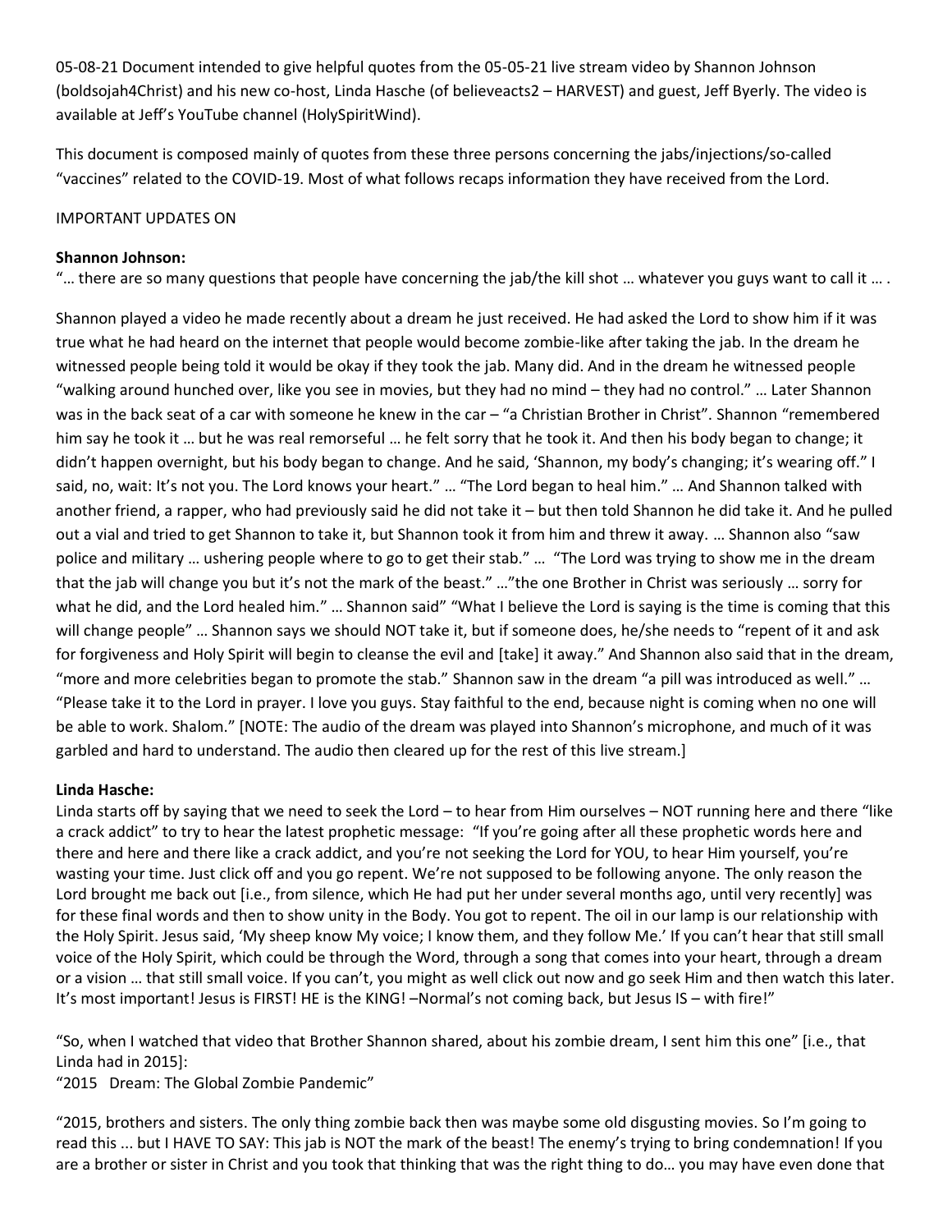05-08-21 Document intended to give helpful quotes from the 05-05-21 live stream video by Shannon Johnson (boldsojah4Christ) and his new co-host, Linda Hasche (of believeacts2 – HARVEST) and guest, Jeff Byerly. The video is available at Jeff's YouTube channel (HolySpiritWind).

This document is composed mainly of quotes from these three persons concerning the jabs/injections/so-called "vaccines" related to the COVID-19. Most of what follows recaps information they have received from the Lord.

IMPORTANT UPDATES ON

**Shannon Johnson:**

"… there are so many questions that people have concerning the jab/the kill shot … whatever you guys want to call it … .

Shannon played a video he made recently about a dream he just received. He had asked the Lord to show him if it was true what he had heard on the internet that people would become zombie-like after taking the jab. In the dream he witnessed people being told it would be okay if they took the jab. Many did. And in the dream he witnessed people "walking around hunched over, like you see in movies, but they had no mind – they had no control." … Later Shannon was in the back seat of a car with someone he knew in the car – "a Christian Brother in Christ". Shannon "remembered him say he took it … but he was real remorseful … he felt sorry that he took it. And then his body began to change; it didn't happen overnight, but his body began to change. And he said, 'Shannon, my body's changing; it's wearing off." I said, no, wait: It's not you. The Lord knows your heart." … "The Lord began to heal him." … And Shannon talked with another friend, a rapper, who had previously said he did not take it – but then told Shannon he did take it. And he pulled out a vial and tried to get Shannon to take it, but Shannon took it from him and threw it away. … Shannon also "saw police and military … ushering people where to go to get their stab." … "The Lord was trying to show me in the dream that the jab will change you but it's not the mark of the beast." …"the one Brother in Christ was seriously … sorry for what he did, and the Lord healed him." … Shannon said" "What I believe the Lord is saying is the time is coming that this will change people" … Shannon says we should NOT take it, but if someone does, he/she needs to "repent of it and ask for forgiveness and Holy Spirit will begin to cleanse the evil and [take] it away." And Shannon also said that in the dream, "more and more celebrities began to promote the stab." Shannon saw in the dream "a pill was introduced as well." … "Please take it to the Lord in prayer. I love you guys. Stay faithful to the end, because night is coming when no one will be able to work. Shalom." [NOTE: The audio of the dream was played into Shannon's microphone, and much of it was garbled and hard to understand. The audio then cleared up for the rest of this live stream.]

**Linda Hasche:**

Linda starts off by saying that we need to seek the Lord – to hear from Him ourselves – NOT running here and there "like a crack addict" to try to hear the latest prophetic message: "If you're going after all these prophetic words here and there and here and there like a crack addict, and you're not seeking the Lord for YOU, to hear Him yourself, you're wasting your time. Just click off and you go repent. We're not supposed to be following anyone. The only reason the Lord brought me back out [i.e., from silence, which He had put her under several months ago, until very recently] was for these final words and then to show unity in the Body. You got to repent. The oil in our lamp is our relationship with the Holy Spirit. Jesus said, 'My sheep know My voice; I know them, and they follow Me.' If you can't hear that still small voice of the Holy Spirit, which could be through the Word, through a song that comes into your heart, through a dream or a vision … that still small voice. If you can't, you might as well click out now and go seek Him and then watch this later. It's most important! Jesus is FIRST! HE is the KING! –Normal's not coming back, but Jesus IS – with fire!"

"So, when I watched that video that Brother Shannon shared, about his zombie dream, I sent him this one" [i.e., that Linda had in 2015]:

"2015 Dream: The Global Zombie Pandemic"

"2015, brothers and sisters. The only thing zombie back then was maybe some old disgusting movies. So I'm going to read this ... but I HAVE TO SAY: This jab is NOT the mark of the beast! The enemy's trying to bring condemnation! If you are a brother or sister in Christ and you took that thinking that was the right thing to do… you may have even done that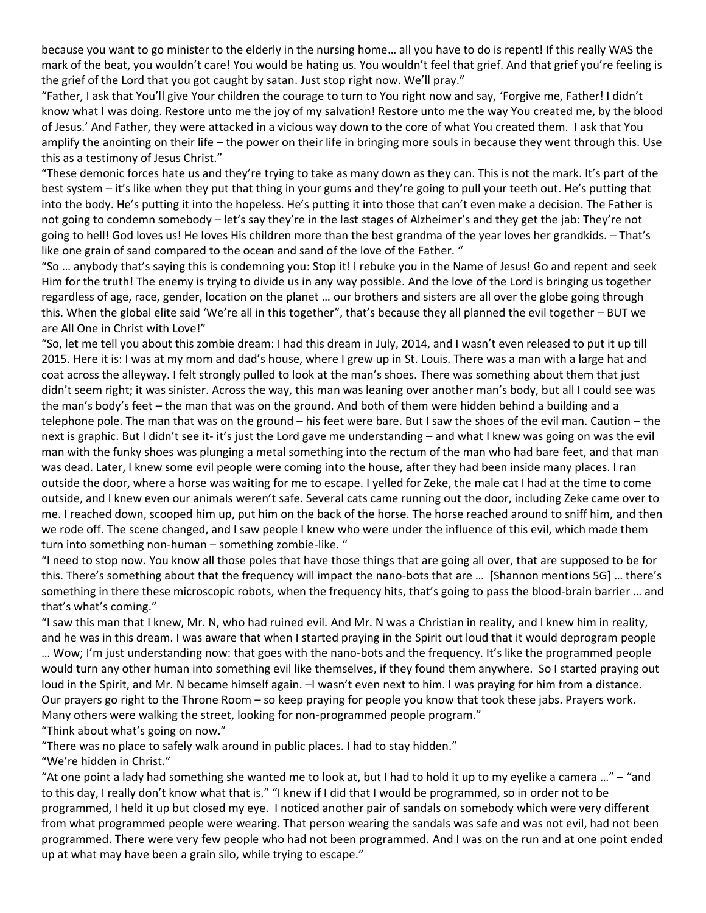because you want to go minister to the elderly in the nursing home… all you have to do is repent! If this really WAS the mark of the beat, you wouldn't care! You would be hating us. You wouldn't feel that grief. And that grief you're feeling is the grief of the Lord that you got caught by satan. Just stop right now. We'll pray."

"Father, I ask that You'll give Your children the courage to turn to You right now and say, 'Forgive me, Father! I didn't know what I was doing. Restore unto me the joy of my salvation! Restore unto me the way You created me, by the blood of Jesus.' And Father, they were attacked in a vicious way down to the core of what You created them. I ask that You amplify the anointing on their life – the power on their life in bringing more souls in because they went through this. Use this as a testimony of Jesus Christ."

"These demonic forces hate us and they're trying to take as many down as they can. This is not the mark. It's part of the best system – it's like when they put that thing in your gums and they're going to pull your teeth out. He's putting that into the body. He's putting it into the hopeless. He's putting it into those that can't even make a decision. The Father is not going to condemn somebody – let's say they're in the last stages of Alzheimer's and they get the jab: They're not going to hell! God loves us! He loves His children more than the best grandma of the year loves her grandkids. – That's like one grain of sand compared to the ocean and sand of the love of the Father. "

"So … anybody that's saying this is condemning you: Stop it! I rebuke you in the Name of Jesus! Go and repent and seek Him for the truth! The enemy is trying to divide us in any way possible. And the love of the Lord is bringing us together regardless of age, race, gender, location on the planet … our brothers and sisters are all over the globe going through this. When the global elite said 'We're all in this together", that's because they all planned the evil together – BUT we are All One in Christ with Love!"

"So, let me tell you about this zombie dream: I had this dream in July, 2014, and I wasn't even released to put it up till 2015. Here it is: I was at my mom and dad's house, where I grew up in St. Louis. There was a man with a large hat and coat across the alleyway. I felt strongly pulled to look at the man's shoes. There was something about them that just didn't seem right; it was sinister. Across the way, this man was leaning over another man's body, but all I could see was the man's body's feet – the man that was on the ground. And both of them were hidden behind a building and a telephone pole. The man that was on the ground – his feet were bare. But I saw the shoes of the evil man. Caution – the next is graphic. But I didn't see it- it's just the Lord gave me understanding – and what I knew was going on was the evil man with the funky shoes was plunging a metal something into the rectum of the man who had bare feet, and that man was dead. Later, I knew some evil people were coming into the house, after they had been inside many places. I ran outside the door, where a horse was waiting for me to escape. I yelled for Zeke, the male cat I had at the time to come outside, and I knew even our animals weren't safe. Several cats came running out the door, including Zeke came over to me. I reached down, scooped him up, put him on the back of the horse. The horse reached around to sniff him, and then we rode off. The scene changed, and I saw people I knew who were under the influence of this evil, which made them turn into something non-human – something zombie-like. "

"I need to stop now. You know all those poles that have those things that are going all over, that are supposed to be for this. There's something about that the frequency will impact the nano-bots that are … [Shannon mentions 5G] … there's something in there these microscopic robots, when the frequency hits, that's going to pass the blood-brain barrier … and that's what's coming."

"I saw this man that I knew, Mr. N, who had ruined evil. And Mr. N was a Christian in reality, and I knew him in reality, and he was in this dream. I was aware that when I started praying in the Spirit out loud that it would deprogram people … Wow; I'm just understanding now: that goes with the nano-bots and the frequency. It's like the programmed people would turn any other human into something evil like themselves, if they found them anywhere. So I started praying out loud in the Spirit, and Mr. N became himself again. –I wasn't even next to him. I was praying for him from a distance. Our prayers go right to the Throne Room – so keep praying for people you know that took these jabs. Prayers work. Many others were walking the street, looking for non-programmed people program."

"Think about what's going on now."

"There was no place to safely walk around in public places. I had to stay hidden."

"We're hidden in Christ."

"At one point a lady had something she wanted me to look at, but I had to hold it up to my eyelike a camera …" – "and to this day, I really don't know what that is." "I knew if I did that I would be programmed, so in order not to be programmed, I held it up but closed my eye. I noticed another pair of sandals on somebody which were very different from what programmed people were wearing. That person wearing the sandals was safe and was not evil, had not been programmed. There were very few people who had not been programmed. And I was on the run and at one point ended up at what may have been a grain silo, while trying to escape."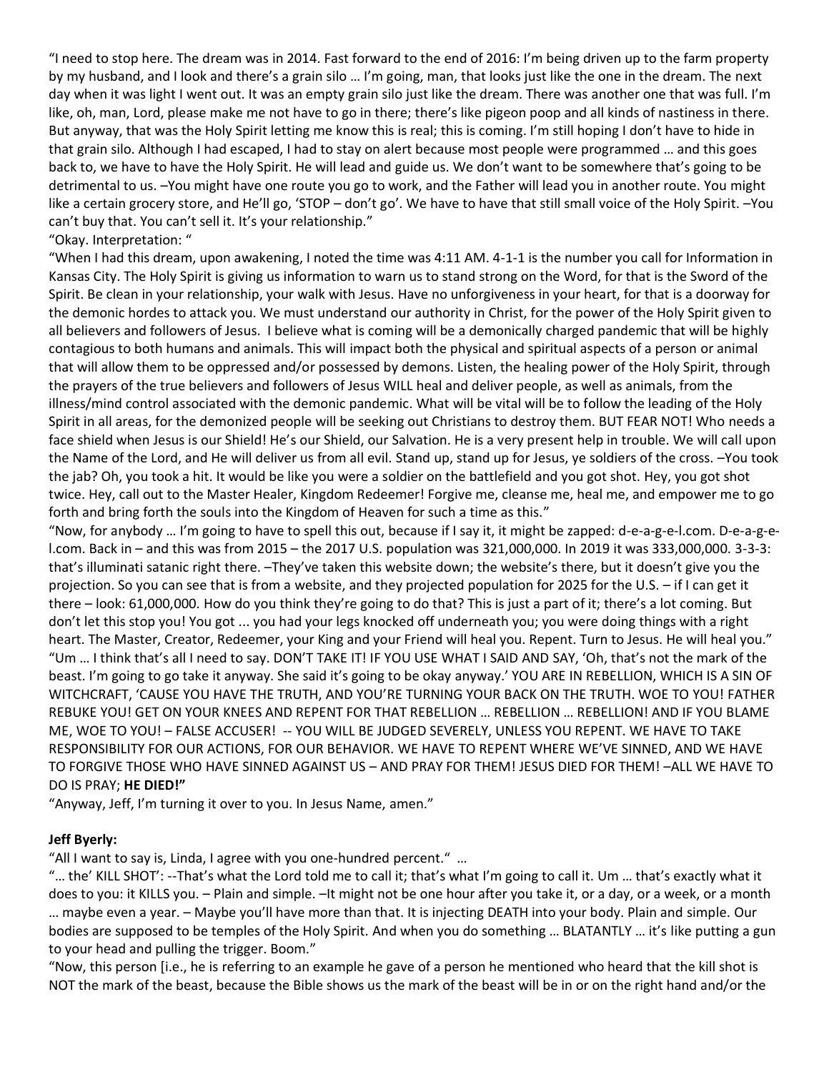"I need to stop here. The dream was in 2014. Fast forward to the end of 2016: I'm being driven up to the farm property by my husband, and I look and there's a grain silo … I'm going, man, that looks just like the one in the dream. The next day when it was light I went out. It was an empty grain silo just like the dream. There was another one that was full. I'm like, oh, man, Lord, please make me not have to go in there; there's like pigeon poop and all kinds of nastiness in there. But anyway, that was the Holy Spirit letting me know this is real; this is coming. I'm still hoping I don't have to hide in that grain silo. Although I had escaped, I had to stay on alert because most people were programmed … and this goes back to, we have to have the Holy Spirit. He will lead and guide us. We don't want to be somewhere that's going to be detrimental to us. –You might have one route you go to work, and the Father will lead you in another route. You might like a certain grocery store, and He'll go, 'STOP – don't go'. We have to have that still small voice of the Holy Spirit. –You can't buy that. You can't sell it. It's your relationship."

"Okay. Interpretation: "

"When I had this dream, upon awakening, I noted the time was 4:11 AM. 4-1-1 is the number you call for Information in Kansas City. The Holy Spirit is giving us information to warn us to stand strong on the Word, for that is the Sword of the Spirit. Be clean in your relationship, your walk with Jesus. Have no unforgiveness in your heart, for that is a doorway for the demonic hordes to attack you. We must understand our authority in Christ, for the power of the Holy Spirit given to all believers and followers of Jesus. I believe what is coming will be a demonically charged pandemic that will be highly contagious to both humans and animals. This will impact both the physical and spiritual aspects of a person or animal that will allow them to be oppressed and/or possessed by demons. Listen, the healing power of the Holy Spirit, through the prayers of the true believers and followers of Jesus WILL heal and deliver people, as well as animals, from the illness/mind control associated with the demonic pandemic. What will be vital will be to follow the leading of the Holy Spirit in all areas, for the demonized people will be seeking out Christians to destroy them. BUT FEAR NOT! Who needs a face shield when Jesus is our Shield! He's our Shield, our Salvation. He is a very present help in trouble. We will call upon the Name of the Lord, and He will deliver us from all evil. Stand up, stand up for Jesus, ye soldiers of the cross. –You took the jab? Oh, you took a hit. It would be like you were a soldier on the battlefield and you got shot. Hey, you got shot twice. Hey, call out to the Master Healer, Kingdom Redeemer! Forgive me, cleanse me, heal me, and empower me to go forth and bring forth the souls into the Kingdom of Heaven for such a time as this."

"Now, for anybody … I'm going to have to spell this out, because if I say it, it might be zapped: d-e-a-g-e-l.com. D-e-a-g-e-l.com. Back in – and this was from 2015 – the 2017 U.S. population was 321,000,000. In 2019 it was 333,000,000. 3-3-3: that's illuminati satanic right there. –They've taken this website down; the website's there, but it doesn't give you the projection. So you can see that is from a website, and they projected population for 2025 for the U.S. – if I can get it there – look: 61,000,000. How do you think they're going to do that? This is just a part of it; there's a lot coming. But don't let this stop you! You got ... you had your legs knocked off underneath you; you were doing things with a right heart. The Master, Creator, Redeemer, your King and your Friend will heal you. Repent. Turn to Jesus. He will heal you."

"Um … I think that's all I need to say. DON'T TAKE IT! IF YOU USE WHAT I SAID AND SAY, 'Oh, that's not the mark of the beast. I'm going to go take it anyway. She said it's going to be okay anyway.' YOU ARE IN REBELLION, WHICH IS A SIN OF WITCHCRAFT, 'CAUSE YOU HAVE THE TRUTH, AND YOU'RE TURNING YOUR BACK ON THE TRUTH. WOE TO YOU! FATHER REBUKE YOU! GET ON YOUR KNEES AND REPENT FOR THAT REBELLION … REBELLION … REBELLION! AND IF YOU BLAME ME, WOE TO YOU! – FALSE ACCUSER! -- YOU WILL BE JUDGED SEVERELY, UNLESS YOU REPENT. WE HAVE TO TAKE RESPONSIBILITY FOR OUR ACTIONS, FOR OUR BEHAVIOR. WE HAVE TO REPENT WHERE WE'VE SINNED, AND WE HAVE TO FORGIVE THOSE WHO HAVE SINNED AGAINST US – AND PRAY FOR THEM! JESUS DIED FOR THEM! –ALL WE HAVE TO DO IS PRAY; **HE DIED!"**

"Anyway, Jeff, I'm turning it over to you. In Jesus Name, amen."

**Jeff Byerly:**

"All I want to say is, Linda, I agree with you one-hundred percent." …

"… the' KILL SHOT': --That's what the Lord told me to call it; that's what I'm going to call it. Um … that's exactly what it does to you: it KILLS you. – Plain and simple. –It might not be one hour after you take it, or a day, or a week, or a month … maybe even a year. – Maybe you'll have more than that. It is injecting DEATH into your body. Plain and simple. Our bodies are supposed to be temples of the Holy Spirit. And when you do something … BLATANTLY … it's like putting a gun to your head and pulling the trigger. Boom."

"Now, this person [i.e., he is referring to an example he gave of a person he mentioned who heard that the kill shot is NOT the mark of the beast, because the Bible shows us the mark of the beast will be in or on the right hand and/or the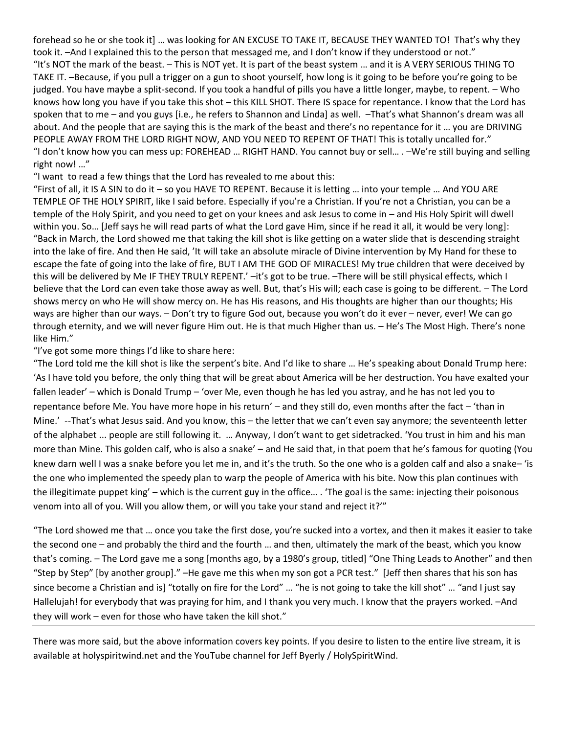forehead so he or she took it] … was looking for AN EXCUSE TO TAKE IT, BECAUSE THEY WANTED TO! That's why they took it. –And I explained this to the person that messaged me, and I don't know if they understood or not."

"It's NOT the mark of the beast. – This is NOT yet. It is part of the beast system … and it is A VERY SERIOUS THING TO TAKE IT. –Because, if you pull a trigger on a gun to shoot yourself, how long is it going to be before you're going to be judged. You have maybe a split-second. If you took a handful of pills you have a little longer, maybe, to repent. – Who knows how long you have if you take this shot – this KILL SHOT. There IS space for repentance. I know that the Lord has spoken that to me – and you guys [i.e., he refers to Shannon and Linda] as well. –That's what Shannon's dream was all about. And the people that are saying this is the mark of the beast and there's no repentance for it … you are DRIVING PEOPLE AWAY FROM THE LORD RIGHT NOW, AND YOU NEED TO REPENT OF THAT! This is totally uncalled for."

"I don't know how you can mess up: FOREHEAD … RIGHT HAND. You cannot buy or sell… . –We're still buying and selling right now! …"

"I want to read a few things that the Lord has revealed to me about this:

"First of all, it IS A SIN to do it – so you HAVE TO REPENT. Because it is letting … into your temple … And YOU ARE TEMPLE OF THE HOLY SPIRIT, like I said before. Especially if you're a Christian. If you're not a Christian, you can be a temple of the Holy Spirit, and you need to get on your knees and ask Jesus to come in – and His Holy Spirit will dwell within you. So… [Jeff says he will read parts of what the Lord gave Him, since if he read it all, it would be very long]: "Back in March, the Lord showed me that taking the kill shot is like getting on a water slide that is descending straight into the lake of fire. And then He said, 'It will take an absolute miracle of Divine intervention by My Hand for these to escape the fate of going into the lake of fire, BUT I AM THE GOD OF MIRACLES! My true children that were deceived by this will be delivered by Me IF THEY TRULY REPENT.' –it's got to be true. –There will be still physical effects, which I believe that the Lord can even take those away as well. But, that's His will; each case is going to be different. – The Lord shows mercy on who He will show mercy on. He has His reasons, and His thoughts are higher than our thoughts; His ways are higher than our ways. – Don't try to figure God out, because you won't do it ever – never, ever! We can go through eternity, and we will never figure Him out. He is that much Higher than us. – He's The Most High. There's none like Him."

"I've got some more things I'd like to share here:

"The Lord told me the kill shot is like the serpent's bite. And I'd like to share … He's speaking about Donald Trump here: 'As I have told you before, the only thing that will be great about America will be her destruction. You have exalted your fallen leader' – which is Donald Trump – 'over Me, even though he has led you astray, and he has not led you to repentance before Me. You have more hope in his return' – and they still do, even months after the fact – 'than in Mine.' --That's what Jesus said. And you know, this – the letter that we can't even say anymore; the seventeenth letter of the alphabet ... people are still following it. … Anyway, I don't want to get sidetracked. 'You trust in him and his man more than Mine. This golden calf, who is also a snake' – and He said that, in that poem that he's famous for quoting (You knew darn well I was a snake before you let me in, and it's the truth. So the one who is a golden calf and also a snake– 'is the one who implemented the speedy plan to warp the people of America with his bite. Now this plan continues with the illegitimate puppet king' – which is the current guy in the office… . 'The goal is the same: injecting their poisonous venom into all of you. Will you allow them, or will you take your stand and reject it?'"

"The Lord showed me that … once you take the first dose, you're sucked into a vortex, and then it makes it easier to take the second one – and probably the third and the fourth … and then, ultimately the mark of the beast, which you know that's coming. – The Lord gave me a song [months ago, by a 1980's group, titled] "One Thing Leads to Another" and then "Step by Step" [by another group]." –He gave me this when my son got a PCR test." [Jeff then shares that his son has since become a Christian and is] "totally on fire for the Lord" … "he is not going to take the kill shot" … "and I just say Hallelujah! for everybody that was praying for him, and I thank you very much. I know that the prayers worked. –And they will work – even for those who have taken the kill shot."

---

There was more said, but the above information covers key points. If you desire to listen to the entire live stream, it is available at holyspiritwind.net and the YouTube channel for Jeff Byerly / HolySpiritWind.